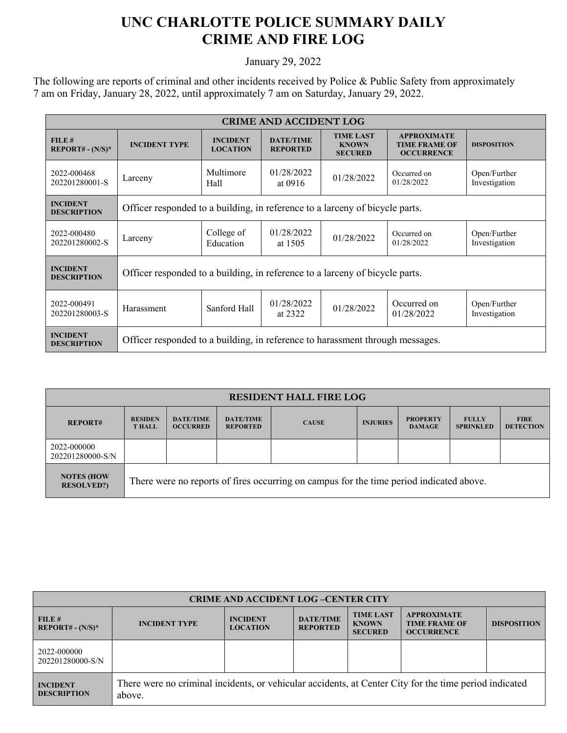# UNC CHARLOTTE POLICE SUMMARY DAILY CRIME AND FIRE LOG

January 29, 2022

The following are reports of criminal and other incidents received by Police & Public Safety from approximately 7 am on Friday, January 28, 2022, until approximately 7 am on Saturday, January 29, 2022.

| CRIME AND ACCIDENT LOG | | | | | | |
|---|---|---|---|---|---|---|
| **FILE # REPORT# - (N/S)*** | **INCIDENT TYPE** | **INCIDENT LOCATION** | **DATE/TIME REPORTED** | **TIME LAST KNOWN SECURED** | **APPROXIMATE TIME FRAME OF OCCURRENCE** | **DISPOSITION** |
| 2022-000468 202201280001-S | Larceny | Multimore Hall | 01/28/2022 at 0916 | 01/28/2022 | Occurred on 01/28/2022 | Open/Further Investigation |
| **INCIDENT DESCRIPTION** | Officer responded to a building, in reference to a larceny of bicycle parts. | | | | | |
| 2022-000480 202201280002-S | Larceny | College of Education | 01/28/2022 at 1505 | 01/28/2022 | Occurred on 01/28/2022 | Open/Further Investigation |
| **INCIDENT DESCRIPTION** | Officer responded to a building, in reference to a larceny of bicycle parts. | | | | | |
| 2022-000491 202201280003-S | Harassment | Sanford Hall | 01/28/2022 at 2322 | 01/28/2022 | Occurred on 01/28/2022 | Open/Further Investigation |
| **INCIDENT DESCRIPTION** | Officer responded to a building, in reference to harassment through messages. | | | | | |

| RESIDENT HALL FIRE LOG | | | | | | | | |
|---|---|---|---|---|---|---|---|---|
| **REPORT#** | **RESIDEN T HALL** | **DATE/TIME OCCURRED** | **DATE/TIME REPORTED** | **CAUSE** | **INJURIES** | **PROPERTY DAMAGE** | **FULLY SPRINKLED** | **FIRE DETECTION** |
| 2022-000000 202201280000-S/N | | | | | | | | |
| **NOTES (HOW RESOLVED?)** | There were no reports of fires occurring on campus for the time period indicated above. | | | | | | | |

| CRIME AND ACCIDENT LOG –CENTER CITY | | | | | | |
|---|---|---|---|---|---|---|
| **FILE # REPORT# - (N/S)*** | **INCIDENT TYPE** | **INCIDENT LOCATION** | **DATE/TIME REPORTED** | **TIME LAST KNOWN SECURED** | **APPROXIMATE TIME FRAME OF OCCURRENCE** | **DISPOSITION** |
| 2022-000000 202201280000-S/N | | | | | | |
| **INCIDENT DESCRIPTION** | There were no criminal incidents, or vehicular accidents, at Center City for the time period indicated above. | | | | | |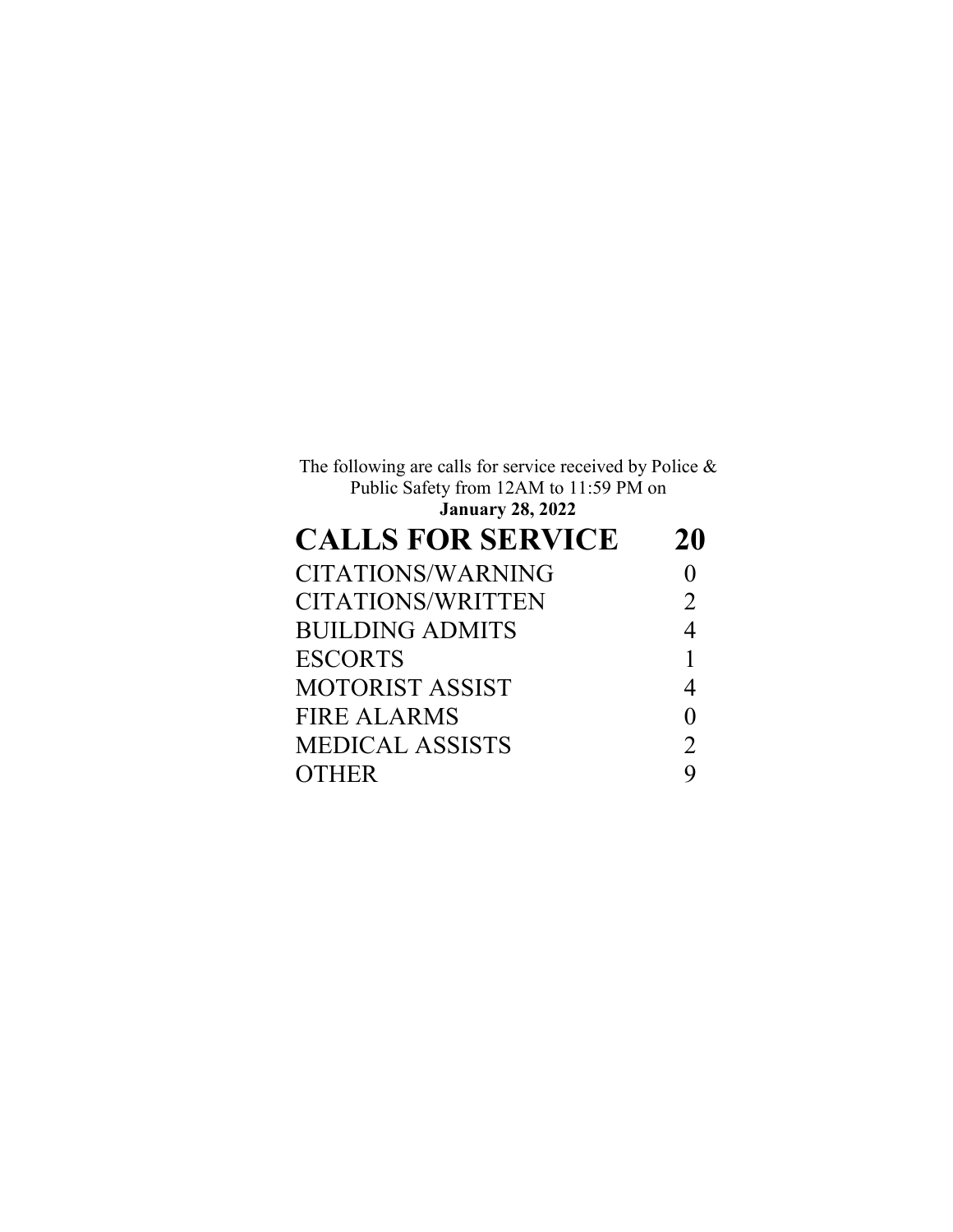The following are calls for service received by Police & Public Safety from 12AM to 11:59 PM on
**January 28, 2022**

| | |
|---|---|
| **CALLS FOR SERVICE** | **20** |
| CITATIONS/WARNING | 0 |
| CITATIONS/WRITTEN | 2 |
| BUILDING ADMITS | 4 |
| ESCORTS | 1 |
| MOTORIST ASSIST | 4 |
| FIRE ALARMS | 0 |
| MEDICAL ASSISTS | 2 |
| OTHER | 9 |